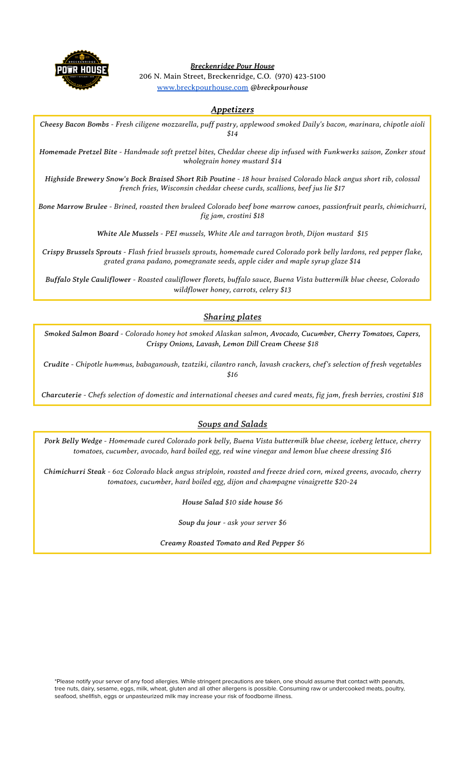***Breckenridge Pour House***

206 N. Main Street, Breckenridge, C.O. (970) 423-5100

www.breckpourhouse.com *@breckpourhouse*

## *Appetizers*

***Cheesy Bacon Bombs*** *- Fresh ciligene mozzarella, puff pastry, applewood smoked Daily's bacon, marinara, chipotle aioli $14*

***Homemade Pretzel Bite*** *- Handmade soft pretzel bites, Cheddar cheese dip infused with Funkwerks saison, Zonker stout wholegrain honey mustard $14*

***Highside Brewery Snow's Bock Braised Short Rib Poutine*** *- 18 hour braised Colorado black angus short rib, colossal french fries, Wisconsin cheddar cheese curds, scallions, beef jus lie $17*

***Bone Marrow Brulee*** *- Brined, roasted then bruleed Colorado beef bone marrow canoes, passionfruit pearls, chimichurri, fig jam, crostini $18*

***White Ale Mussels*** *- PEI mussels, White Ale and tarragon broth, Dijon mustard $15*

***Crispy Brussels Sprouts*** *- Flash fried brussels sprouts, homemade cured Colorado pork belly lardons, red pepper flake, grated grana padano, pomegranate seeds, apple cider and maple syrup glaze $14*

***Buffalo Style Cauliflower*** *- Roasted cauliflower florets, buffalo sauce, Buena Vista buttermilk blue cheese, Colorado wildflower honey, carrots, celery $13*

## *Sharing plates*

***Smoked Salmon Board*** *- Colorado honey hot smoked Alaskan salmon, Avocado, Cucumber, Cherry Tomatoes, Capers, Crispy Onions, Lavash, Lemon Dill Cream Cheese $18*

***Crudite*** *- Chipotle hummus, babaganoush, tzatziki, cilantro ranch, lavash crackers, chef's selection of fresh vegetables $16*

***Charcuterie*** *- Chefs selection of domestic and international cheeses and cured meats, fig jam, fresh berries, crostini $18*

## *Soups and Salads*

***Pork Belly Wedge*** *- Homemade cured Colorado pork belly, Buena Vista buttermilk blue cheese, iceberg lettuce, cherry tomatoes, cucumber, avocado, hard boiled egg, red wine vinegar and lemon blue cheese dressing $16*

***Chimichurri Steak*** *- 6oz Colorado black angus striploin, roasted and freeze dried corn, mixed greens, avocado, cherry tomatoes, cucumber, hard boiled egg, dijon and champagne vinaigrette $20-24*

***House Salad*** *$10* ***side house*** *$6*

***Soup du jour*** *- ask your server $6*

***Creamy Roasted Tomato and Red Pepper*** *$6*

*Please notify your server of any food allergies. While stringent precautions are taken, one should assume that contact with peanuts, tree nuts, dairy, sesame, eggs, milk, wheat, gluten and all other allergens is possible. Consuming raw or undercooked meats, poultry, seafood, shellfish, eggs or unpasteurized milk may increase your risk of foodborne illness.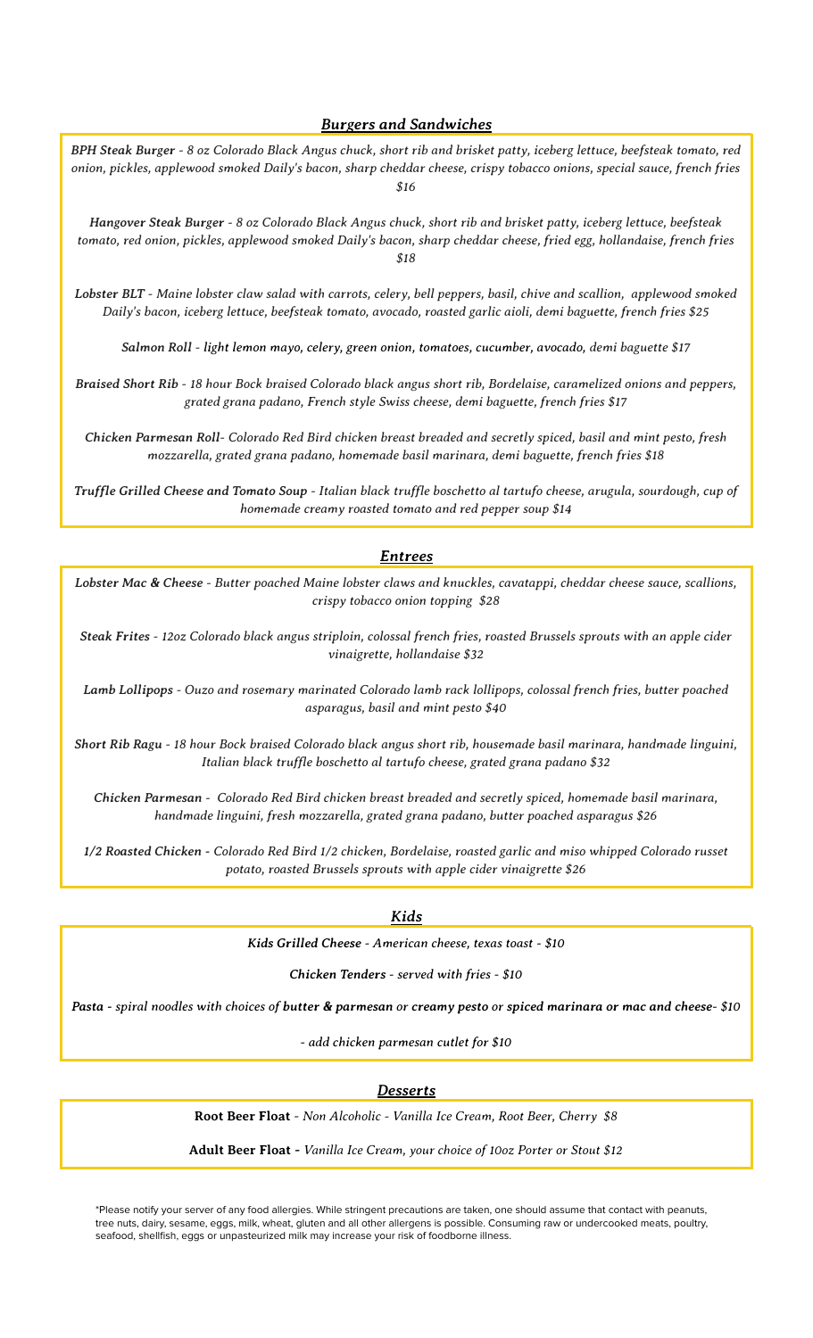## ***Burgers and Sandwiches***

***BPH Steak Burger*** *- 8 oz Colorado Black Angus chuck, short rib and brisket patty, iceberg lettuce, beefsteak tomato, red onion, pickles, applewood smoked Daily's bacon, sharp cheddar cheese, crispy tobacco onions, special sauce, french fries $16*

***Hangover Steak Burger*** *- 8 oz Colorado Black Angus chuck, short rib and brisket patty, iceberg lettuce, beefsteak tomato, red onion, pickles, applewood smoked Daily's bacon, sharp cheddar cheese, fried egg, hollandaise, french fries $18*

***Lobster BLT*** *- Maine lobster claw salad with carrots, celery, bell peppers, basil, chive and scallion, applewood smoked Daily's bacon, iceberg lettuce, beefsteak tomato, avocado, roasted garlic aioli, demi baguette, french fries $25*

***Salmon Roll*** *- light lemon mayo, celery, green onion, tomatoes, cucumber, avocado, demi baguette $17*

***Braised Short Rib*** *- 18 hour Bock braised Colorado black angus short rib, Bordelaise, caramelized onions and peppers, grated grana padano, French style Swiss cheese, demi baguette, french fries $17*

***Chicken Parmesan Roll*** *- Colorado Red Bird chicken breast breaded and secretly spiced, basil and mint pesto, fresh mozzarella, grated grana padano, homemade basil marinara, demi baguette, french fries $18*

***Truffle Grilled Cheese and Tomato Soup*** *- Italian black truffle boschetto al tartufo cheese, arugula, sourdough, cup of homemade creamy roasted tomato and red pepper soup $14*

## ***Entrees***

***Lobster Mac & Cheese*** *- Butter poached Maine lobster claws and knuckles, cavatappi, cheddar cheese sauce, scallions, crispy tobacco onion topping $28*

***Steak Frites*** *- 12oz Colorado black angus striploin, colossal french fries, roasted Brussels sprouts with an apple cider vinaigrette, hollandaise $32*

***Lamb Lollipops*** *- Ouzo and rosemary marinated Colorado lamb rack lollipops, colossal french fries, butter poached asparagus, basil and mint pesto $40*

***Short Rib Ragu*** *- 18 hour Bock braised Colorado black angus short rib, housemade basil marinara, handmade linguini, Italian black truffle boschetto al tartufo cheese, grated grana padano $32*

***Chicken Parmesan*** *- Colorado Red Bird chicken breast breaded and secretly spiced, homemade basil marinara, handmade linguini, fresh mozzarella, grated grana padano, butter poached asparagus $26*

***1/2 Roasted Chicken*** *- Colorado Red Bird 1/2 chicken, Bordelaise, roasted garlic and miso whipped Colorado russet potato, roasted Brussels sprouts with apple cider vinaigrette $26*

## ***Kids***

***Kids Grilled Cheese*** *- American cheese, texas toast - $10*

***Chicken Tenders*** *- served with fries - $10*

***Pasta*** *- spiral noodles with choices of* ***butter & parmesan*** *or* ***creamy pesto*** *or* ***spiced marinara*** *or* ***mac and cheese*** *- $10*

*- add chicken parmesan cutlet for $10*

## ***Desserts***

**Root Beer Float** *- Non Alcoholic - Vanilla Ice Cream, Root Beer, Cherry $8*

**Adult Beer Float** *- Vanilla Ice Cream, your choice of 10oz Porter or Stout $12*

*Please notify your server of any food allergies. While stringent precautions are taken, one should assume that contact with peanuts, tree nuts, dairy, sesame, eggs, milk, wheat, gluten and all other allergens is possible. Consuming raw or undercooked meats, poultry, seafood, shellfish, eggs or unpasteurized milk may increase your risk of foodborne illness.